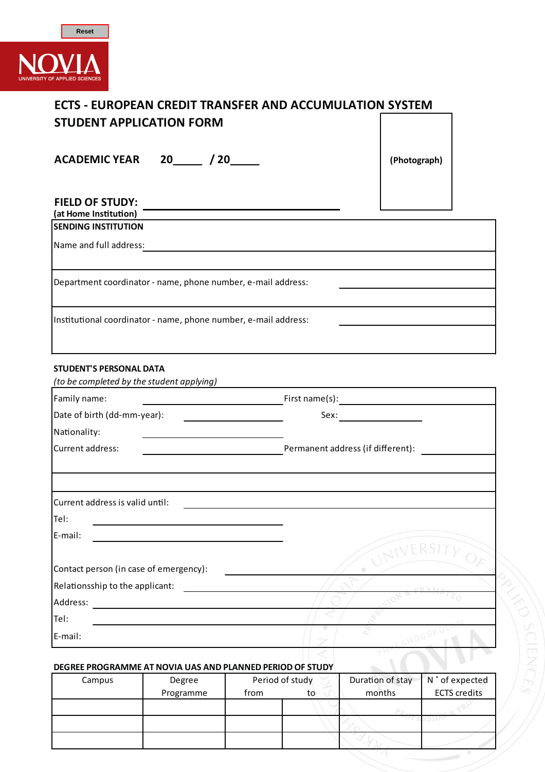Reset

NOVIA
UNIVERSITY OF APPLIED SCIENCES

# ECTS - EUROPEAN CREDIT TRANSFER AND ACCUMULATION SYSTEM

## STUDENT APPLICATION FORM

(Photograph)

**ACADEMIC YEAR** 20_____ / 20_____

**FIELD OF STUDY:** ______________________________
**(at Home Institution)**

**SENDING INSTITUTION**

Name and full address: ______________________________

Department coordinator - name, phone number, e-mail address: ______________________________

Institutional coordinator - name, phone number, e-mail address: ______________________________

**STUDENT'S PERSONAL DATA**
*(to be completed by the student applying)*

Family name: ______________________ First name(s): ______________________

Date of birth (dd-mm-year): ______________________ Sex: ______________________

Nationality: ______________________

Current address: ______________________ Permanent address (if different): ______________________

Current address is valid until: ______________________

Tel: ______________________

E-mail: ______________________

Contact person (in case of emergency): ______________________

Relationsship to the applicant: ______________________

Address: ______________________

Tel: ______________________

E-mail: ______________________

**DEGREE PROGRAMME AT NOVIA UAS AND PLANNED PERIOD OF STUDY**

| Campus | Degree Programme | Period of study from | to | Duration of stay months | N ˚ of expected ECTS credits |
|---|---|---|---|---|---|
| | | | | | |
| | | | | | |
| | | | | | |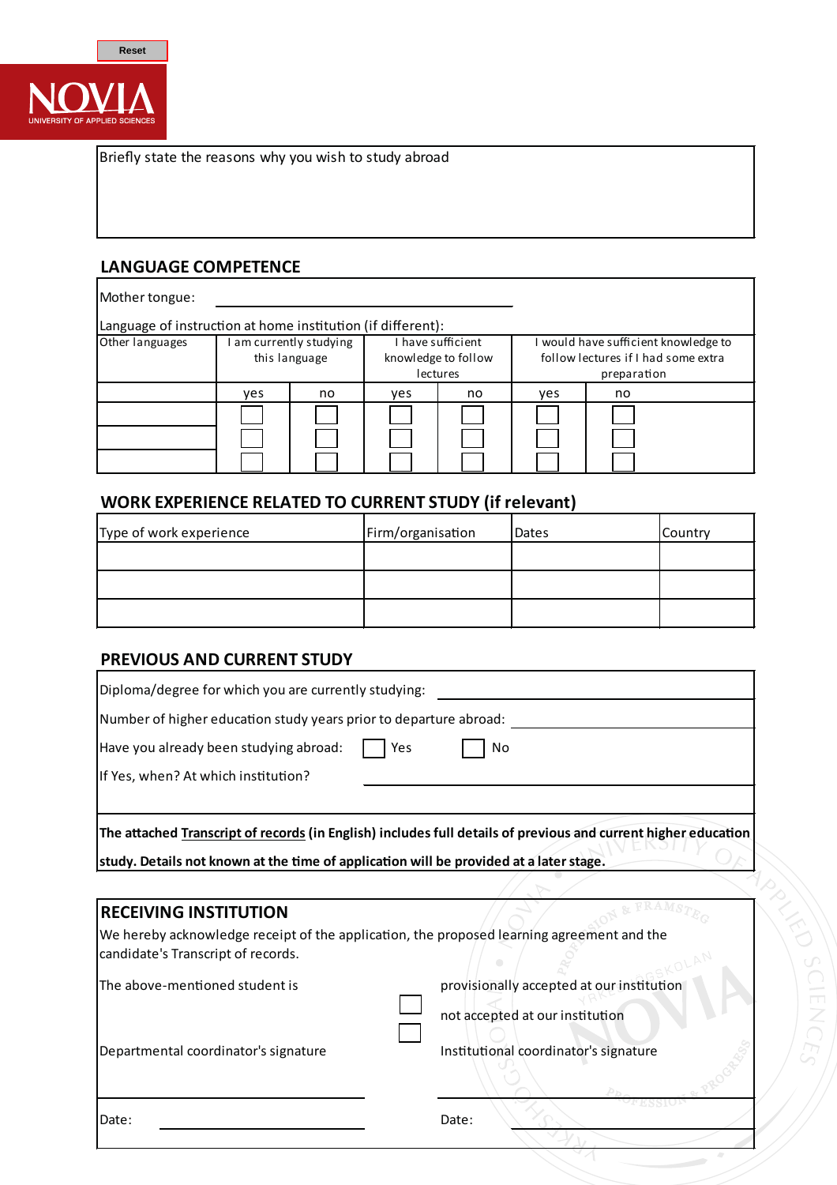Reset

NOVIA
UNIVERSITY OF APPLIED SCIENCES

Briefly state the reasons why you wish to study abroad

## LANGUAGE COMPETENCE

Mother tongue: ______________________

Language of instruction at home institution (if different):

| Other languages | I am currently studying this language | | I have sufficient knowledge to follow lectures | | I would have sufficient knowledge to follow lectures if I had some extra preparation | |
|---|---|---|---|---|---|---|
| | yes | no | yes | no | yes | no |
| | ☐ | ☐ | ☐ | ☐ | ☐ | ☐ |
| | ☐ | ☐ | ☐ | ☐ | ☐ | ☐ |
| | ☐ | ☐ | ☐ | ☐ | ☐ | ☐ |

## WORK EXPERIENCE RELATED TO CURRENT STUDY (if relevant)

| Type of work experience | Firm/organisation | Dates | Country |
|---|---|---|---|
| | | | |
| | | | |
| | | | |

## PREVIOUS AND CURRENT STUDY

Diploma/degree for which you are currently studying: ______________________

Number of higher education study years prior to departure abroad: ______________________

Have you already been studying abroad: ☐ Yes ☐ No

If Yes, when? At which institution? ______________________

**The attached Transcript of records (in English) includes full details of previous and current higher education study. Details not known at the time of application will be provided at a later stage.**

## RECEIVING INSTITUTION

We hereby acknowledge receipt of the application, the proposed learning agreement and the candidate's Transcript of records.

The above-mentioned student is

☐ provisionally accepted at our institution

☐ not accepted at our institution

Departmental coordinator's signature ______________________

Institutional coordinator's signature ______________________

Date: ______________________

Date: ______________________